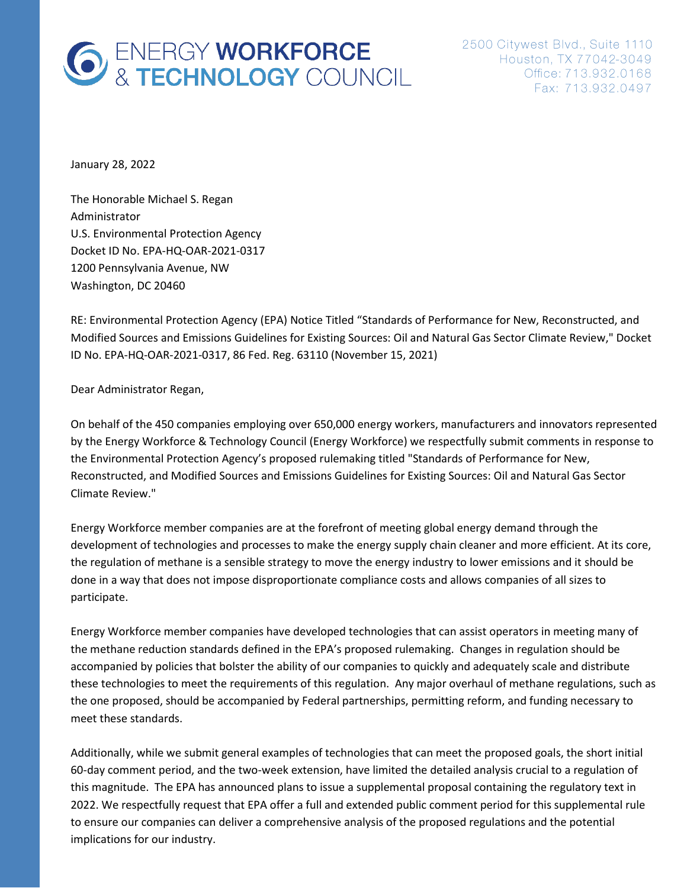# ENERGY WORKFORCE & TECHNOLOGY COUNCIL

2500 Citywest Blvd., Suite 1110
Houston, TX 77042-3049
Office: 713.932.0168
Fax: 713.932.0497

January 28, 2022

The Honorable Michael S. Regan
Administrator
U.S. Environmental Protection Agency
Docket ID No. EPA-HQ-OAR-2021-0317
1200 Pennsylvania Avenue, NW
Washington, DC 20460

RE: Environmental Protection Agency (EPA) Notice Titled "Standards of Performance for New, Reconstructed, and Modified Sources and Emissions Guidelines for Existing Sources: Oil and Natural Gas Sector Climate Review," Docket ID No. EPA-HQ-OAR-2021-0317, 86 Fed. Reg. 63110 (November 15, 2021)

Dear Administrator Regan,

On behalf of the 450 companies employing over 650,000 energy workers, manufacturers and innovators represented by the Energy Workforce & Technology Council (Energy Workforce) we respectfully submit comments in response to the Environmental Protection Agency's proposed rulemaking titled "Standards of Performance for New, Reconstructed, and Modified Sources and Emissions Guidelines for Existing Sources: Oil and Natural Gas Sector Climate Review."

Energy Workforce member companies are at the forefront of meeting global energy demand through the development of technologies and processes to make the energy supply chain cleaner and more efficient. At its core, the regulation of methane is a sensible strategy to move the energy industry to lower emissions and it should be done in a way that does not impose disproportionate compliance costs and allows companies of all sizes to participate.

Energy Workforce member companies have developed technologies that can assist operators in meeting many of the methane reduction standards defined in the EPA's proposed rulemaking. Changes in regulation should be accompanied by policies that bolster the ability of our companies to quickly and adequately scale and distribute these technologies to meet the requirements of this regulation. Any major overhaul of methane regulations, such as the one proposed, should be accompanied by Federal partnerships, permitting reform, and funding necessary to meet these standards.

Additionally, while we submit general examples of technologies that can meet the proposed goals, the short initial 60-day comment period, and the two-week extension, have limited the detailed analysis crucial to a regulation of this magnitude. The EPA has announced plans to issue a supplemental proposal containing the regulatory text in 2022. We respectfully request that EPA offer a full and extended public comment period for this supplemental rule to ensure our companies can deliver a comprehensive analysis of the proposed regulations and the potential implications for our industry.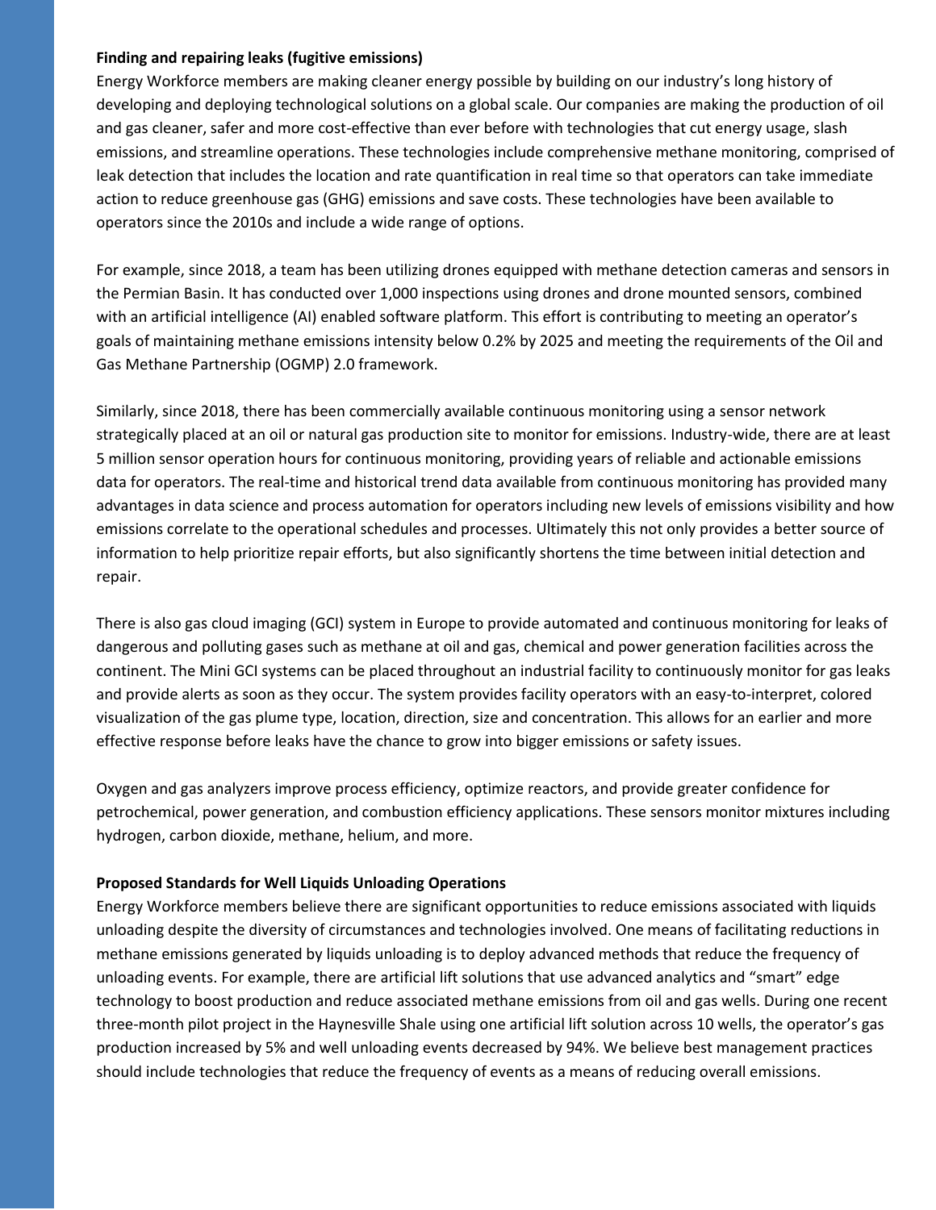**Finding and repairing leaks (fugitive emissions)**

Energy Workforce members are making cleaner energy possible by building on our industry's long history of developing and deploying technological solutions on a global scale. Our companies are making the production of oil and gas cleaner, safer and more cost-effective than ever before with technologies that cut energy usage, slash emissions, and streamline operations. These technologies include comprehensive methane monitoring, comprised of leak detection that includes the location and rate quantification in real time so that operators can take immediate action to reduce greenhouse gas (GHG) emissions and save costs. These technologies have been available to operators since the 2010s and include a wide range of options.

For example, since 2018, a team has been utilizing drones equipped with methane detection cameras and sensors in the Permian Basin. It has conducted over 1,000 inspections using drones and drone mounted sensors, combined with an artificial intelligence (AI) enabled software platform. This effort is contributing to meeting an operator's goals of maintaining methane emissions intensity below 0.2% by 2025 and meeting the requirements of the Oil and Gas Methane Partnership (OGMP) 2.0 framework.

Similarly, since 2018, there has been commercially available continuous monitoring using a sensor network strategically placed at an oil or natural gas production site to monitor for emissions. Industry-wide, there are at least 5 million sensor operation hours for continuous monitoring, providing years of reliable and actionable emissions data for operators. The real-time and historical trend data available from continuous monitoring has provided many advantages in data science and process automation for operators including new levels of emissions visibility and how emissions correlate to the operational schedules and processes. Ultimately this not only provides a better source of information to help prioritize repair efforts, but also significantly shortens the time between initial detection and repair.

There is also gas cloud imaging (GCI) system in Europe to provide automated and continuous monitoring for leaks of dangerous and polluting gases such as methane at oil and gas, chemical and power generation facilities across the continent. The Mini GCI systems can be placed throughout an industrial facility to continuously monitor for gas leaks and provide alerts as soon as they occur. The system provides facility operators with an easy-to-interpret, colored visualization of the gas plume type, location, direction, size and concentration. This allows for an earlier and more effective response before leaks have the chance to grow into bigger emissions or safety issues.

Oxygen and gas analyzers improve process efficiency, optimize reactors, and provide greater confidence for petrochemical, power generation, and combustion efficiency applications. These sensors monitor mixtures including hydrogen, carbon dioxide, methane, helium, and more.

**Proposed Standards for Well Liquids Unloading Operations**

Energy Workforce members believe there are significant opportunities to reduce emissions associated with liquids unloading despite the diversity of circumstances and technologies involved. One means of facilitating reductions in methane emissions generated by liquids unloading is to deploy advanced methods that reduce the frequency of unloading events. For example, there are artificial lift solutions that use advanced analytics and "smart" edge technology to boost production and reduce associated methane emissions from oil and gas wells. During one recent three-month pilot project in the Haynesville Shale using one artificial lift solution across 10 wells, the operator's gas production increased by 5% and well unloading events decreased by 94%. We believe best management practices should include technologies that reduce the frequency of events as a means of reducing overall emissions.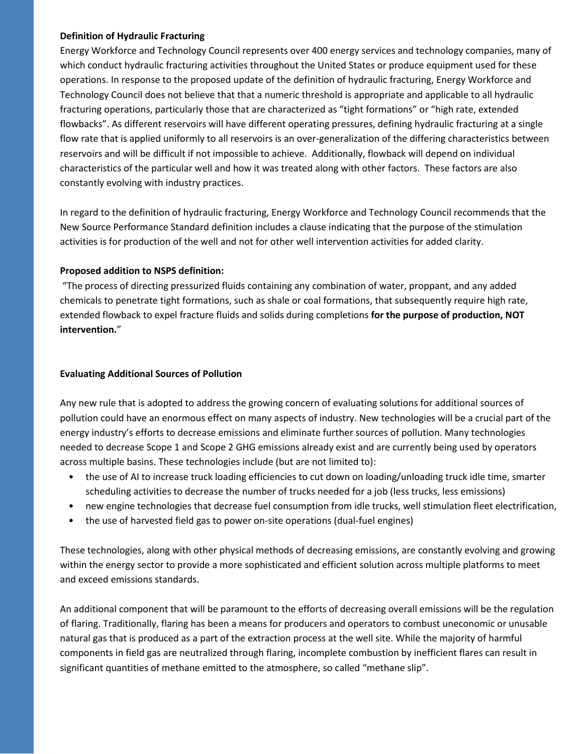**Definition of Hydraulic Fracturing**

Energy Workforce and Technology Council represents over 400 energy services and technology companies, many of which conduct hydraulic fracturing activities throughout the United States or produce equipment used for these operations. In response to the proposed update of the definition of hydraulic fracturing, Energy Workforce and Technology Council does not believe that that a numeric threshold is appropriate and applicable to all hydraulic fracturing operations, particularly those that are characterized as "tight formations" or "high rate, extended flowbacks". As different reservoirs will have different operating pressures, defining hydraulic fracturing at a single flow rate that is applied uniformly to all reservoirs is an over-generalization of the differing characteristics between reservoirs and will be difficult if not impossible to achieve. Additionally, flowback will depend on individual characteristics of the particular well and how it was treated along with other factors. These factors are also constantly evolving with industry practices.

In regard to the definition of hydraulic fracturing, Energy Workforce and Technology Council recommends that the New Source Performance Standard definition includes a clause indicating that the purpose of the stimulation activities is for production of the well and not for other well intervention activities for added clarity.

**Proposed addition to NSPS definition:**

"The process of directing pressurized fluids containing any combination of water, proppant, and any added chemicals to penetrate tight formations, such as shale or coal formations, that subsequently require high rate, extended flowback to expel fracture fluids and solids during completions **for the purpose of production, NOT intervention.**"

**Evaluating Additional Sources of Pollution**

Any new rule that is adopted to address the growing concern of evaluating solutions for additional sources of pollution could have an enormous effect on many aspects of industry. New technologies will be a crucial part of the energy industry's efforts to decrease emissions and eliminate further sources of pollution. Many technologies needed to decrease Scope 1 and Scope 2 GHG emissions already exist and are currently being used by operators across multiple basins. These technologies include (but are not limited to):

- the use of AI to increase truck loading efficiencies to cut down on loading/unloading truck idle time, smarter scheduling activities to decrease the number of trucks needed for a job (less trucks, less emissions)
- new engine technologies that decrease fuel consumption from idle trucks, well stimulation fleet electrification,
- the use of harvested field gas to power on-site operations (dual-fuel engines)

These technologies, along with other physical methods of decreasing emissions, are constantly evolving and growing within the energy sector to provide a more sophisticated and efficient solution across multiple platforms to meet and exceed emissions standards.

An additional component that will be paramount to the efforts of decreasing overall emissions will be the regulation of flaring. Traditionally, flaring has been a means for producers and operators to combust uneconomic or unusable natural gas that is produced as a part of the extraction process at the well site. While the majority of harmful components in field gas are neutralized through flaring, incomplete combustion by inefficient flares can result in significant quantities of methane emitted to the atmosphere, so called "methane slip".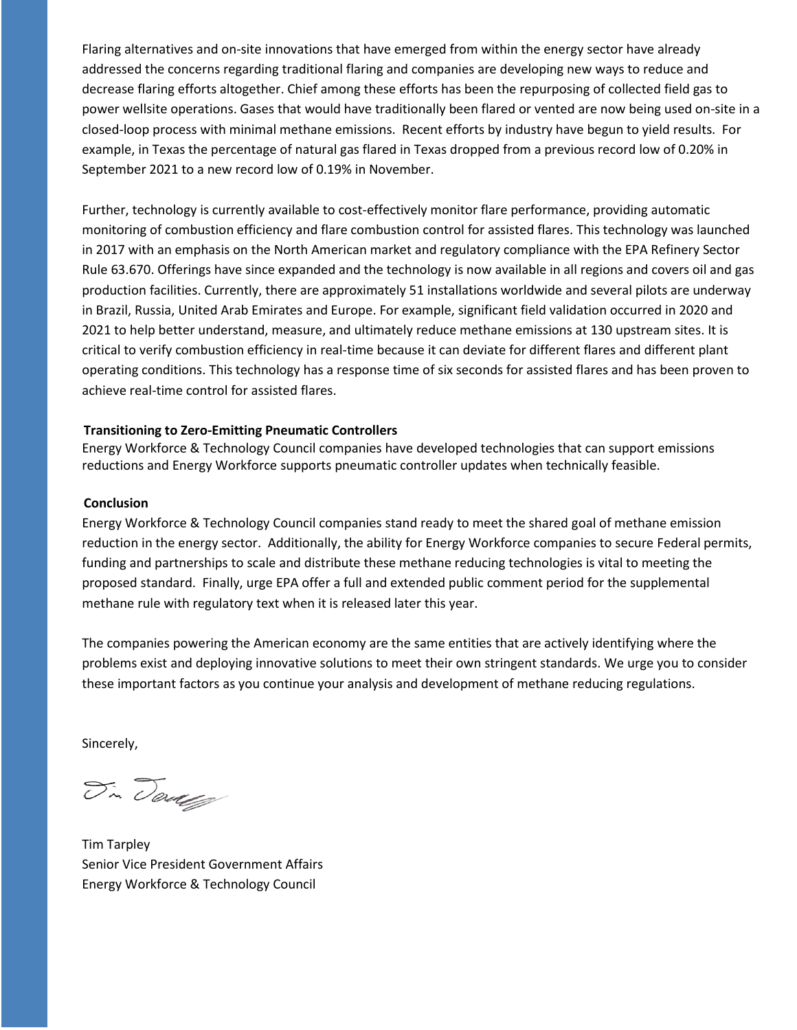Flaring alternatives and on-site innovations that have emerged from within the energy sector have already addressed the concerns regarding traditional flaring and companies are developing new ways to reduce and decrease flaring efforts altogether. Chief among these efforts has been the repurposing of collected field gas to power wellsite operations. Gases that would have traditionally been flared or vented are now being used on-site in a closed-loop process with minimal methane emissions. Recent efforts by industry have begun to yield results. For example, in Texas the percentage of natural gas flared in Texas dropped from a previous record low of 0.20% in September 2021 to a new record low of 0.19% in November.

Further, technology is currently available to cost-effectively monitor flare performance, providing automatic monitoring of combustion efficiency and flare combustion control for assisted flares. This technology was launched in 2017 with an emphasis on the North American market and regulatory compliance with the EPA Refinery Sector Rule 63.670. Offerings have since expanded and the technology is now available in all regions and covers oil and gas production facilities. Currently, there are approximately 51 installations worldwide and several pilots are underway in Brazil, Russia, United Arab Emirates and Europe. For example, significant field validation occurred in 2020 and 2021 to help better understand, measure, and ultimately reduce methane emissions at 130 upstream sites. It is critical to verify combustion efficiency in real-time because it can deviate for different flares and different plant operating conditions. This technology has a response time of six seconds for assisted flares and has been proven to achieve real-time control for assisted flares.

**Transitioning to Zero-Emitting Pneumatic Controllers**

Energy Workforce & Technology Council companies have developed technologies that can support emissions reductions and Energy Workforce supports pneumatic controller updates when technically feasible.

**Conclusion**

Energy Workforce & Technology Council companies stand ready to meet the shared goal of methane emission reduction in the energy sector. Additionally, the ability for Energy Workforce companies to secure Federal permits, funding and partnerships to scale and distribute these methane reducing technologies is vital to meeting the proposed standard. Finally, urge EPA offer a full and extended public comment period for the supplemental methane rule with regulatory text when it is released later this year.

The companies powering the American economy are the same entities that are actively identifying where the problems exist and deploying innovative solutions to meet their own stringent standards. We urge you to consider these important factors as you continue your analysis and development of methane reducing regulations.

Sincerely,

Tim Tarpley
Senior Vice President Government Affairs
Energy Workforce & Technology Council